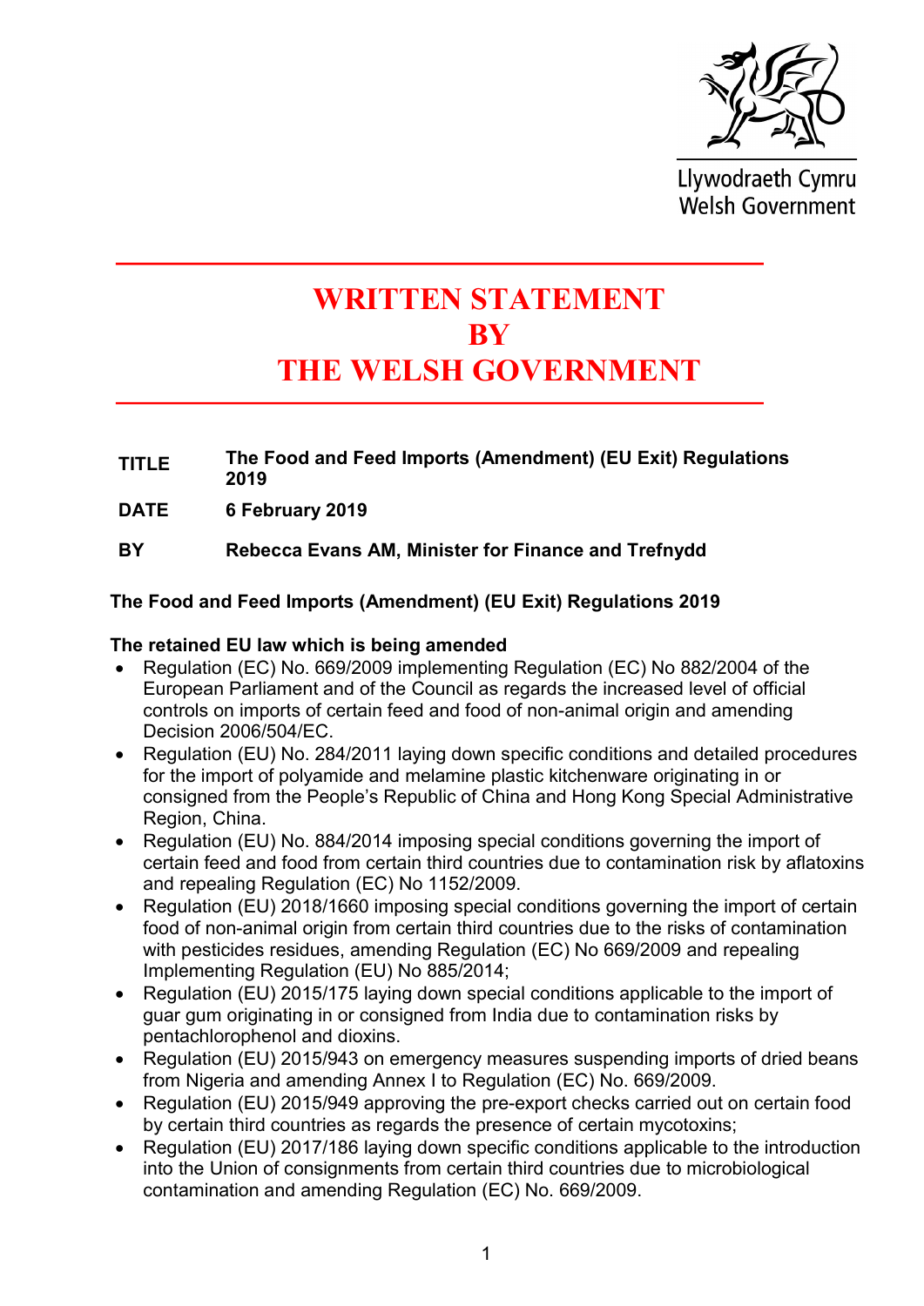Llywodraeth Cymru
Welsh Government

# WRITTEN STATEMENT BY THE WELSH GOVERNMENT

| | |
|---|---|
| **TITLE** | **The Food and Feed Imports (Amendment) (EU Exit) Regulations 2019** |
| **DATE** | **6 February 2019** |
| **BY** | **Rebecca Evans AM, Minister for Finance and Trefnydd** |

## The Food and Feed Imports (Amendment) (EU Exit) Regulations 2019

### The retained EU law which is being amended

- Regulation (EC) No. 669/2009 implementing Regulation (EC) No 882/2004 of the European Parliament and of the Council as regards the increased level of official controls on imports of certain feed and food of non-animal origin and amending Decision 2006/504/EC.
- Regulation (EU) No. 284/2011 laying down specific conditions and detailed procedures for the import of polyamide and melamine plastic kitchenware originating in or consigned from the People's Republic of China and Hong Kong Special Administrative Region, China.
- Regulation (EU) No. 884/2014 imposing special conditions governing the import of certain feed and food from certain third countries due to contamination risk by aflatoxins and repealing Regulation (EC) No 1152/2009.
- Regulation (EU) 2018/1660 imposing special conditions governing the import of certain food of non-animal origin from certain third countries due to the risks of contamination with pesticides residues, amending Regulation (EC) No 669/2009 and repealing Implementing Regulation (EU) No 885/2014;
- Regulation (EU) 2015/175 laying down special conditions applicable to the import of guar gum originating in or consigned from India due to contamination risks by pentachlorophenol and dioxins.
- Regulation (EU) 2015/943 on emergency measures suspending imports of dried beans from Nigeria and amending Annex I to Regulation (EC) No. 669/2009.
- Regulation (EU) 2015/949 approving the pre-export checks carried out on certain food by certain third countries as regards the presence of certain mycotoxins;
- Regulation (EU) 2017/186 laying down specific conditions applicable to the introduction into the Union of consignments from certain third countries due to microbiological contamination and amending Regulation (EC) No. 669/2009.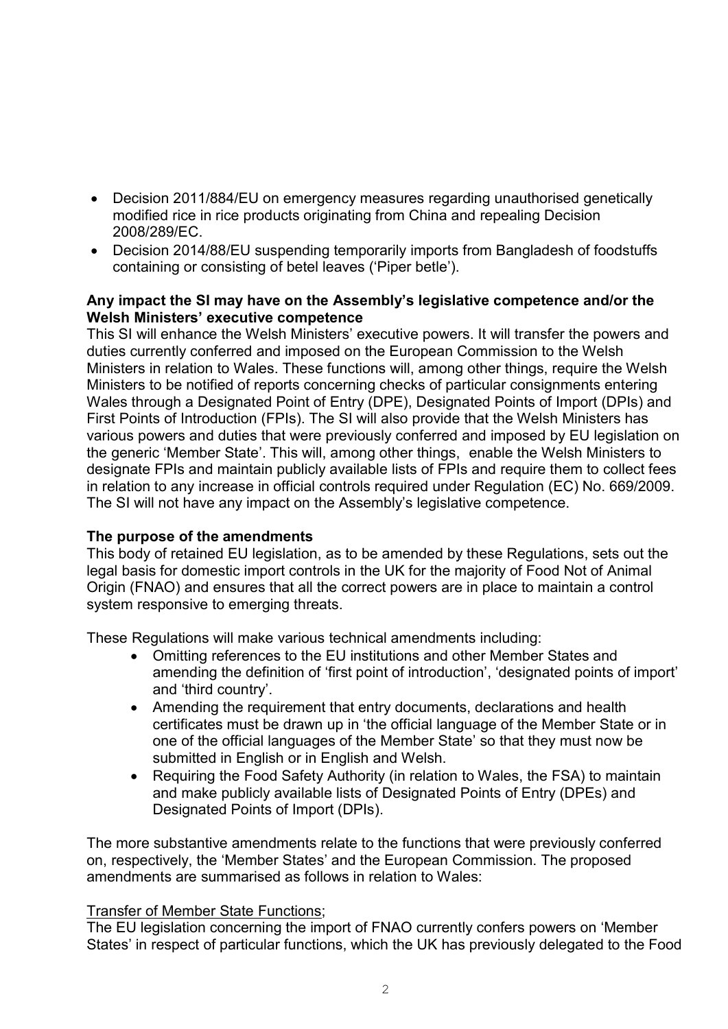- Decision 2011/884/EU on emergency measures regarding unauthorised genetically modified rice in rice products originating from China and repealing Decision 2008/289/EC.
- Decision 2014/88/EU suspending temporarily imports from Bangladesh of foodstuffs containing or consisting of betel leaves ('Piper betle').

**Any impact the SI may have on the Assembly's legislative competence and/or the Welsh Ministers' executive competence**

This SI will enhance the Welsh Ministers' executive powers. It will transfer the powers and duties currently conferred and imposed on the European Commission to the Welsh Ministers in relation to Wales. These functions will, among other things, require the Welsh Ministers to be notified of reports concerning checks of particular consignments entering Wales through a Designated Point of Entry (DPE), Designated Points of Import (DPIs) and First Points of Introduction (FPIs). The SI will also provide that the Welsh Ministers has various powers and duties that were previously conferred and imposed by EU legislation on the generic 'Member State'. This will, among other things, enable the Welsh Ministers to designate FPIs and maintain publicly available lists of FPIs and require them to collect fees in relation to any increase in official controls required under Regulation (EC) No. 669/2009. The SI will not have any impact on the Assembly's legislative competence.

**The purpose of the amendments**

This body of retained EU legislation, as to be amended by these Regulations, sets out the legal basis for domestic import controls in the UK for the majority of Food Not of Animal Origin (FNAO) and ensures that all the correct powers are in place to maintain a control system responsive to emerging threats.

These Regulations will make various technical amendments including:

- Omitting references to the EU institutions and other Member States and amending the definition of 'first point of introduction', 'designated points of import' and 'third country'.
- Amending the requirement that entry documents, declarations and health certificates must be drawn up in 'the official language of the Member State or in one of the official languages of the Member State' so that they must now be submitted in English or in English and Welsh.
- Requiring the Food Safety Authority (in relation to Wales, the FSA) to maintain and make publicly available lists of Designated Points of Entry (DPEs) and Designated Points of Import (DPIs).

The more substantive amendments relate to the functions that were previously conferred on, respectively, the 'Member States' and the European Commission. The proposed amendments are summarised as follows in relation to Wales:

<u>Transfer of Member State Functions</u>;

The EU legislation concerning the import of FNAO currently confers powers on 'Member States' in respect of particular functions, which the UK has previously delegated to the Food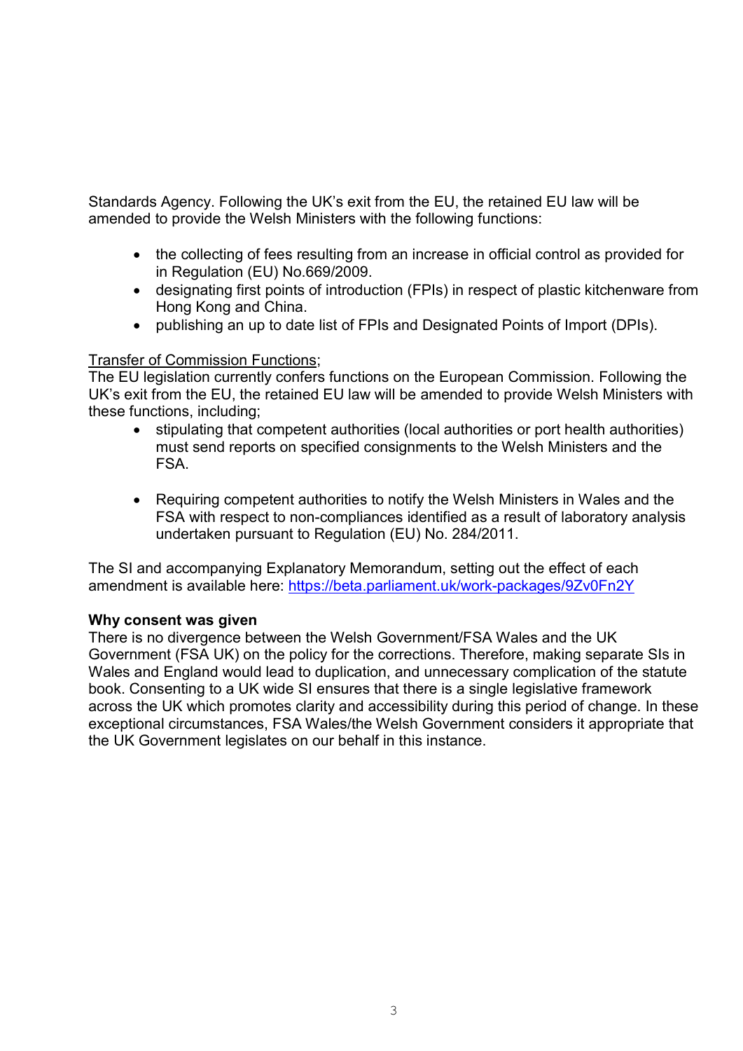Standards Agency. Following the UK's exit from the EU, the retained EU law will be amended to provide the Welsh Ministers with the following functions:

- the collecting of fees resulting from an increase in official control as provided for in Regulation (EU) No.669/2009.
- designating first points of introduction (FPIs) in respect of plastic kitchenware from Hong Kong and China.
- publishing an up to date list of FPIs and Designated Points of Import (DPIs).

<u>Transfer of Commission Functions</u>;

The EU legislation currently confers functions on the European Commission. Following the UK's exit from the EU, the retained EU law will be amended to provide Welsh Ministers with these functions, including;

- stipulating that competent authorities (local authorities or port health authorities) must send reports on specified consignments to the Welsh Ministers and the FSA.
- Requiring competent authorities to notify the Welsh Ministers in Wales and the FSA with respect to non-compliances identified as a result of laboratory analysis undertaken pursuant to Regulation (EU) No. 284/2011.

The SI and accompanying Explanatory Memorandum, setting out the effect of each amendment is available here: [https://beta.parliament.uk/work-packages/9Zv0Fn2Y](https://beta.parliament.uk/work-packages/9Zv0Fn2Y)

**Why consent was given**

There is no divergence between the Welsh Government/FSA Wales and the UK Government (FSA UK) on the policy for the corrections. Therefore, making separate SIs in Wales and England would lead to duplication, and unnecessary complication of the statute book. Consenting to a UK wide SI ensures that there is a single legislative framework across the UK which promotes clarity and accessibility during this period of change. In these exceptional circumstances, FSA Wales/the Welsh Government considers it appropriate that the UK Government legislates on our behalf in this instance.